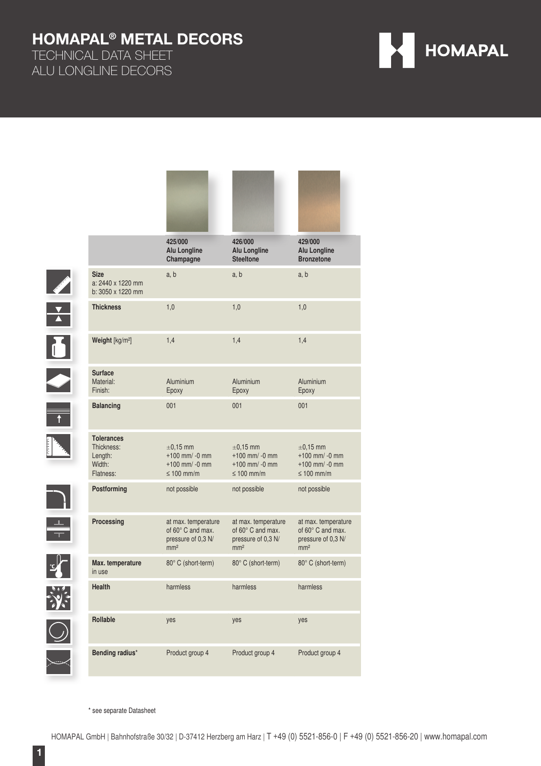# HOMAPAL® METAL DECORS

## TECHNICAL DATA SHEET
## ALU LONGLINE DECORS

| | 425/000 **Alu Longline Champagne** | 426/000 **Alu Longline Steeltone** | 429/000 **Alu Longline Bronzetone** |
|---|---|---|---|
| **Size** a: 2440 x 1220 mm b: 3050 x 1220 mm | a, b | a, b | a, b |
| **Thickness** | 1,0 | 1,0 | 1,0 |
| **Weight** [kg/m²] | 1,4 | 1,4 | 1,4 |
| **Surface** Material: Finish: | Aluminium Epoxy | Aluminium Epoxy | Aluminium Epoxy |
| **Balancing** | 001 | 001 | 001 |
| **Tolerances** Thickness: Length: Width: Flatness: | ±0,15 mm +100 mm/ -0 mm +100 mm/ -0 mm ≤ 100 mm/m | ±0,15 mm +100 mm/ -0 mm +100 mm/ -0 mm ≤ 100 mm/m | ±0,15 mm +100 mm/ -0 mm +100 mm/ -0 mm ≤ 100 mm/m |
| **Postforming** | not possible | not possible | not possible |
| **Processing** | at max. temperature of 60° C and max. pressure of 0,3 N/mm² | at max. temperature of 60° C and max. pressure of 0,3 N/mm² | at max. temperature of 60° C and max. pressure of 0,3 N/mm² |
| **Max. temperature** in use | 80° C (short-term) | 80° C (short-term) | 80° C (short-term) |
| **Health** | harmless | harmless | harmless |
| **Rollable** | yes | yes | yes |
| **Bending radius*** | Product group 4 | Product group 4 | Product group 4 |

* see separate Datasheet

HOMAPAL GmbH | Bahnhofstraße 30/32 | D-37412 Herzberg am Harz | T +49 (0) 5521-856-0 | F +49 (0) 5521-856-20 | www.homapal.com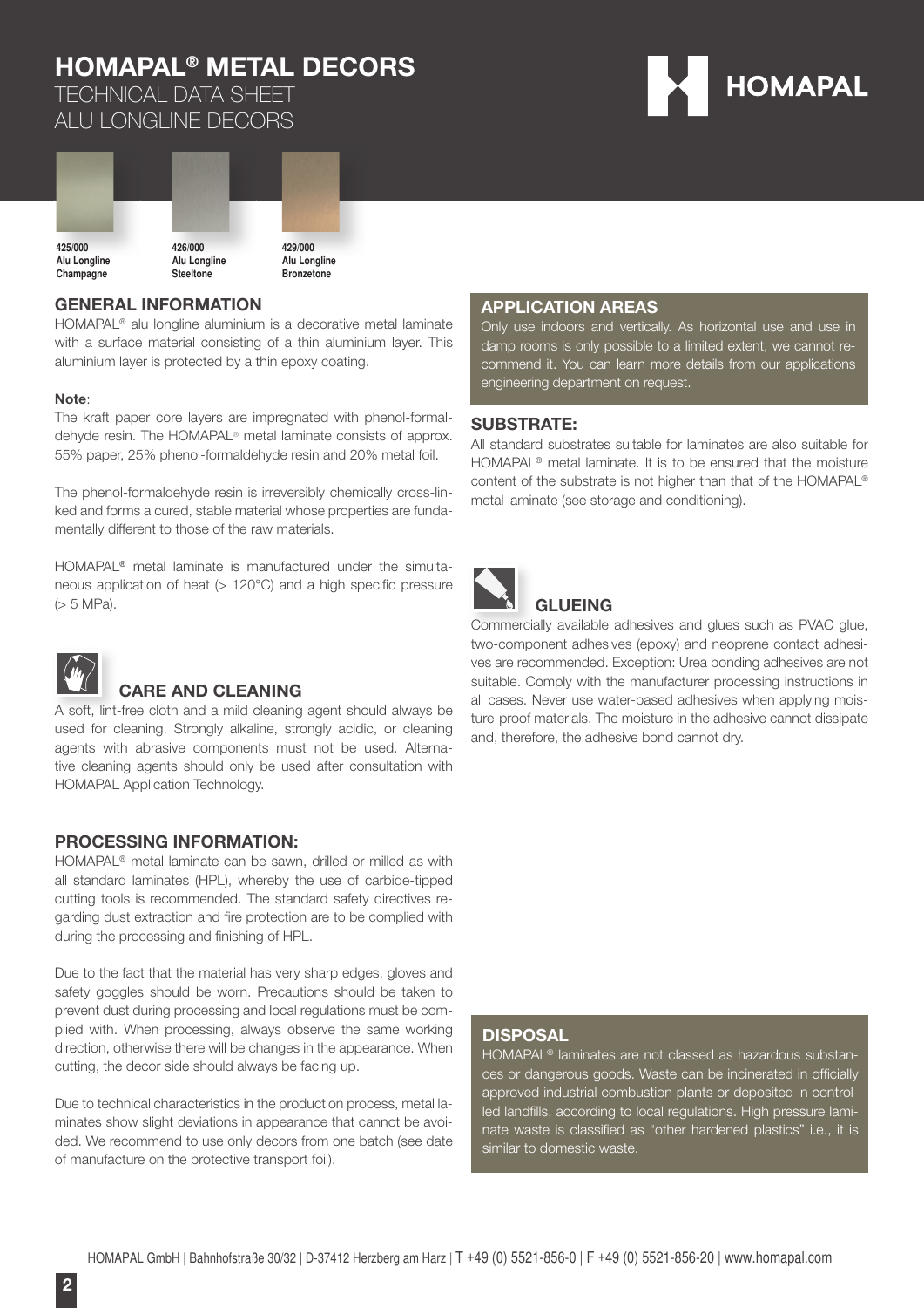# HOMAPAL® METAL DECORS

TECHNICAL DATA SHEET
ALU LONGLINE DECORS

**425/000**
**Alu Longline**
**Champagne**

**426/000**
**Alu Longline**
**Steeltone**

**429/000**
**Alu Longline**
**Bronzetone**

## GENERAL INFORMATION

HOMAPAL® alu longline aluminium is a decorative metal laminate with a surface material consisting of a thin aluminium layer. This aluminium layer is protected by a thin epoxy coating.

**Note**:
The kraft paper core layers are impregnated with phenol-formaldehyde resin. The HOMAPAL® metal laminate consists of approx. 55% paper, 25% phenol-formaldehyde resin and 20% metal foil.

The phenol-formaldehyde resin is irreversibly chemically cross-linked and forms a cured, stable material whose properties are fundamentally different to those of the raw materials.

HOMAPAL® metal laminate is manufactured under the simultaneous application of heat (> 120°C) and a high specific pressure (> 5 MPa).

## CARE AND CLEANING

A soft, lint-free cloth and a mild cleaning agent should always be used for cleaning. Strongly alkaline, strongly acidic, or cleaning agents with abrasive components must not be used. Alternative cleaning agents should only be used after consultation with HOMAPAL Application Technology.

## PROCESSING INFORMATION:

HOMAPAL® metal laminate can be sawn, drilled or milled as with all standard laminates (HPL), whereby the use of carbide-tipped cutting tools is recommended. The standard safety directives regarding dust extraction and fire protection are to be complied with during the processing and finishing of HPL.

Due to the fact that the material has very sharp edges, gloves and safety goggles should be worn. Precautions should be taken to prevent dust during processing and local regulations must be complied with. When processing, always observe the same working direction, otherwise there will be changes in the appearance. When cutting, the decor side should always be facing up.

Due to technical characteristics in the production process, metal laminates show slight deviations in appearance that cannot be avoided. We recommend to use only decors from one batch (see date of manufacture on the protective transport foil).

## APPLICATION AREAS

Only use indoors and vertically. As horizontal use and use in damp rooms is only possible to a limited extent, we cannot recommend it. You can learn more details from our applications engineering department on request.

## SUBSTRATE:

All standard substrates suitable for laminates are also suitable for HOMAPAL® metal laminate. It is to be ensured that the moisture content of the substrate is not higher than that of the HOMAPAL® metal laminate (see storage and conditioning).

## GLUEING

Commercially available adhesives and glues such as PVAC glue, two-component adhesives (epoxy) and neoprene contact adhesives are recommended. Exception: Urea bonding adhesives are not suitable. Comply with the manufacturer processing instructions in all cases. Never use water-based adhesives when applying moisture-proof materials. The moisture in the adhesive cannot dissipate and, therefore, the adhesive bond cannot dry.

## DISPOSAL

HOMAPAL® laminates are not classed as hazardous substances or dangerous goods. Waste can be incinerated in officially approved industrial combustion plants or deposited in controlled landfills, according to local regulations. High pressure laminate waste is classified as "other hardened plastics" i.e., it is similar to domestic waste.

HOMAPAL GmbH | Bahnhofstraße 30/32 | D-37412 Herzberg am Harz | T +49 (0) 5521-856-0 | F +49 (0) 5521-856-20 | www.homapal.com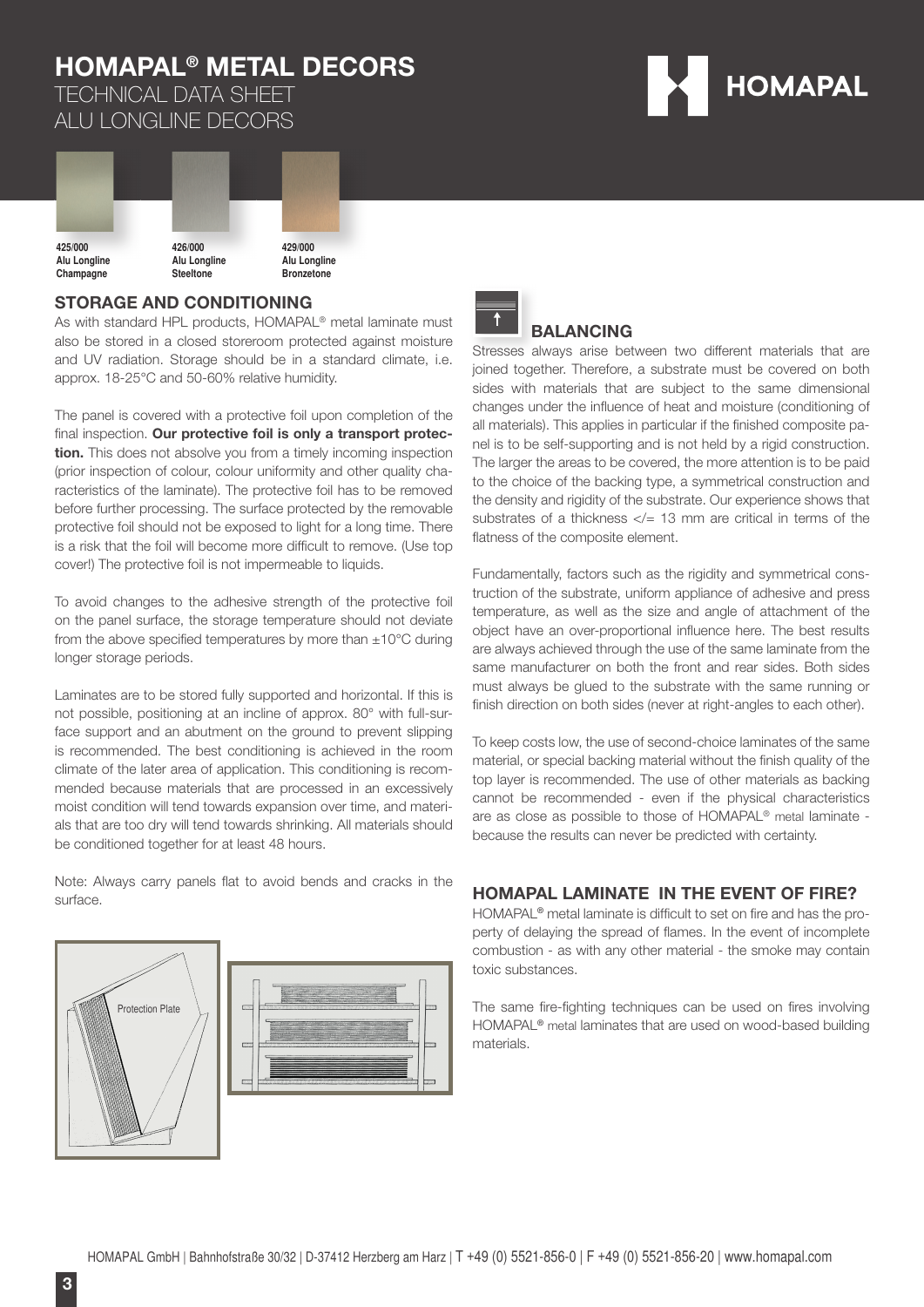# HOMAPAL® METAL DECORS

TECHNICAL DATA SHEET
ALU LONGLINE DECORS

**425/000**
**Alu Longline**
**Champagne**

**426/000**
**Alu Longline**
**Steeltone**

**429/000**
**Alu Longline**
**Bronzetone**

## STORAGE AND CONDITIONING

As with standard HPL products, HOMAPAL® metal laminate must also be stored in a closed storeroom protected against moisture and UV radiation. Storage should be in a standard climate, i.e. approx. 18-25°C and 50-60% relative humidity.

The panel is covered with a protective foil upon completion of the final inspection. **Our protective foil is only a transport protection.** This does not absolve you from a timely incoming inspection (prior inspection of colour, colour uniformity and other quality characteristics of the laminate). The protective foil has to be removed before further processing. The surface protected by the removable protective foil should not be exposed to light for a long time. There is a risk that the foil will become more difficult to remove. (Use top cover!) The protective foil is not impermeable to liquids.

To avoid changes to the adhesive strength of the protective foil on the panel surface, the storage temperature should not deviate from the above specified temperatures by more than ±10°C during longer storage periods.

Laminates are to be stored fully supported and horizontal. If this is not possible, positioning at an incline of approx. 80° with full-surface support and an abutment on the ground to prevent slipping is recommended. The best conditioning is achieved in the room climate of the later area of application. This conditioning is recommended because materials that are processed in an excessively moist condition will tend towards expansion over time, and materials that are too dry will tend towards shrinking. All materials should be conditioned together for at least 48 hours.

Note: Always carry panels flat to avoid bends and cracks in the surface.

Protection Plate

## BALANCING

Stresses always arise between two different materials that are joined together. Therefore, a substrate must be covered on both sides with materials that are subject to the same dimensional changes under the influence of heat and moisture (conditioning of all materials). This applies in particular if the finished composite panel is to be self-supporting and is not held by a rigid construction. The larger the areas to be covered, the more attention is to be paid to the choice of the backing type, a symmetrical construction and the density and rigidity of the substrate. Our experience shows that substrates of a thickness </= 13 mm are critical in terms of the flatness of the composite element.

Fundamentally, factors such as the rigidity and symmetrical construction of the substrate, uniform appliance of adhesive and press temperature, as well as the size and angle of attachment of the object have an over-proportional influence here. The best results are always achieved through the use of the same laminate from the same manufacturer on both the front and rear sides. Both sides must always be glued to the substrate with the same running or finish direction on both sides (never at right-angles to each other).

To keep costs low, the use of second-choice laminates of the same material, or special backing material without the finish quality of the top layer is recommended. The use of other materials as backing cannot be recommended - even if the physical characteristics are as close as possible to those of HOMAPAL® metal laminate - because the results can never be predicted with certainty.

## HOMAPAL LAMINATE IN THE EVENT OF FIRE?

HOMAPAL® metal laminate is difficult to set on fire and has the property of delaying the spread of flames. In the event of incomplete combustion - as with any other material - the smoke may contain toxic substances.

The same fire-fighting techniques can be used on fires involving HOMAPAL® metal laminates that are used on wood-based building materials.

HOMAPAL GmbH | Bahnhofstraße 30/32 | D-37412 Herzberg am Harz | T +49 (0) 5521-856-0 | F +49 (0) 5521-856-20 | www.homapal.com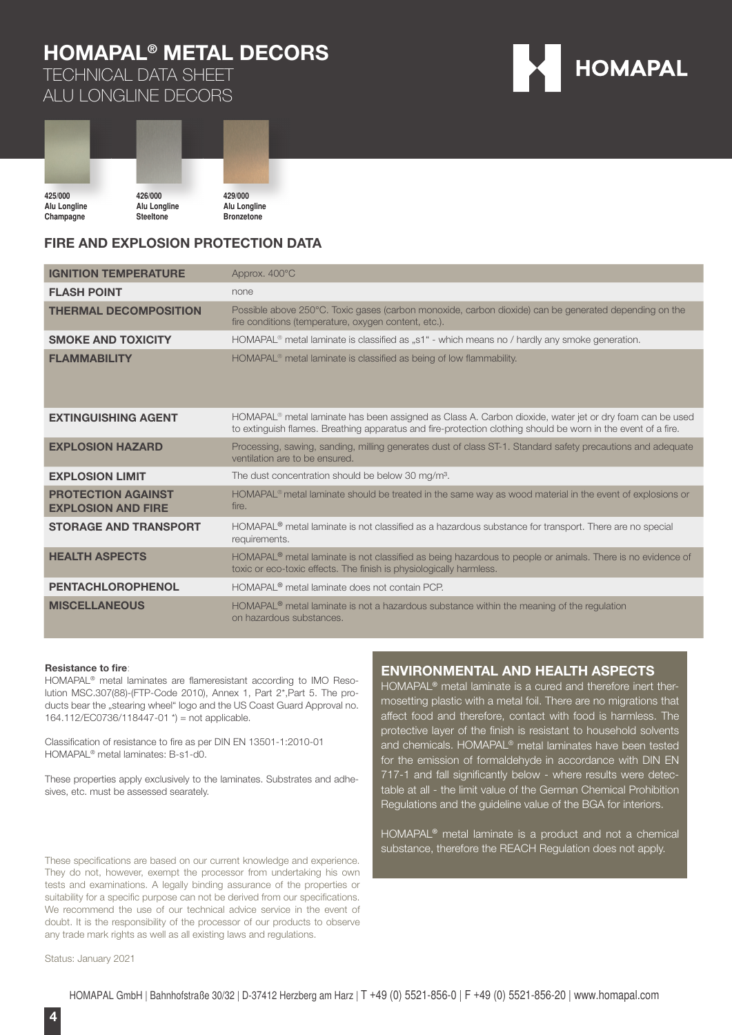# HOMAPAL® METAL DECORS

TECHNICAL DATA SHEET
ALU LONGLINE DECORS

**425/000**
**Alu Longline Champagne**

**426/000**
**Alu Longline Steeltone**

**429/000**
**Alu Longline Bronzetone**

## FIRE AND EXPLOSION PROTECTION DATA

| | |
|---|---|
| **IGNITION TEMPERATURE** | Approx. 400°C |
| **FLASH POINT** | none |
| **THERMAL DECOMPOSITION** | Possible above 250°C. Toxic gases (carbon monoxide, carbon dioxide) can be generated depending on the fire conditions (temperature, oxygen content, etc.). |
| **SMOKE AND TOXICITY** | HOMAPAL® metal laminate is classified as „s1" - which means no / hardly any smoke generation. |
| **FLAMMABILITY** | HOMAPAL® metal laminate is classified as being of low flammability. |
| **EXTINGUISHING AGENT** | HOMAPAL® metal laminate has been assigned as Class A. Carbon dioxide, water jet or dry foam can be used to extinguish flames. Breathing apparatus and fire-protection clothing should be worn in the event of a fire. |
| **EXPLOSION HAZARD** | Processing, sawing, sanding, milling generates dust of class ST-1. Standard safety precautions and adequate ventilation are to be ensured. |
| **EXPLOSION LIMIT** | The dust concentration should be below 30 mg/m³. |
| **PROTECTION AGAINST EXPLOSION AND FIRE** | HOMAPAL® metal laminate should be treated in the same way as wood material in the event of explosions or fire. |
| **STORAGE AND TRANSPORT** | HOMAPAL® metal laminate is not classified as a hazardous substance for transport. There are no special requirements. |
| **HEALTH ASPECTS** | HOMAPAL® metal laminate is not classified as being hazardous to people or animals. There is no evidence of toxic or eco-toxic effects. The finish is physiologically harmless. |
| **PENTACHLOROPHENOL** | HOMAPAL® metal laminate does not contain PCP. |
| **MISCELLANEOUS** | HOMAPAL® metal laminate is not a hazardous substance within the meaning of the regulation on hazardous substances. |

**Resistance to fire**:
HOMAPAL® metal laminates are flameresistant according to IMO Resolution MSC.307(88)-(FTP-Code 2010), Annex 1, Part 2*,Part 5. The products bear the „stearing wheel" logo and the US Coast Guard Approval no. 164.112/EC0736/118447-01 *) = not applicable.

Classification of resistance to fire as per DIN EN 13501-1:2010-01
HOMAPAL® metal laminates: B-s1-d0.

These properties apply exclusively to the laminates. Substrates and adhesives, etc. must be assessed searately.

These specifications are based on our current knowledge and experience. They do not, however, exempt the processor from undertaking his own tests and examinations. A legally binding assurance of the properties or suitability for a specific purpose can not be derived from our specifications. We recommend the use of our technical advice service in the event of doubt. It is the responsibility of the processor of our products to observe any trade mark rights as well as all existing laws and regulations.

Status: January 2021

## ENVIRONMENTAL AND HEALTH ASPECTS

HOMAPAL® metal laminate is a cured and therefore inert thermosetting plastic with a metal foil. There are no migrations that affect food and therefore, contact with food is harmless. The protective layer of the finish is resistant to household solvents and chemicals. HOMAPAL® metal laminates have been tested for the emission of formaldehyde in accordance with DIN EN 717-1 and fall significantly below - where results were detectable at all - the limit value of the German Chemical Prohibition Regulations and the guideline value of the BGA for interiors.

HOMAPAL® metal laminate is a product and not a chemical substance, therefore the REACH Regulation does not apply.

HOMAPAL GmbH | Bahnhofstraße 30/32 | D-37412 Herzberg am Harz | T +49 (0) 5521-856-0 | F +49 (0) 5521-856-20 | www.homapal.com